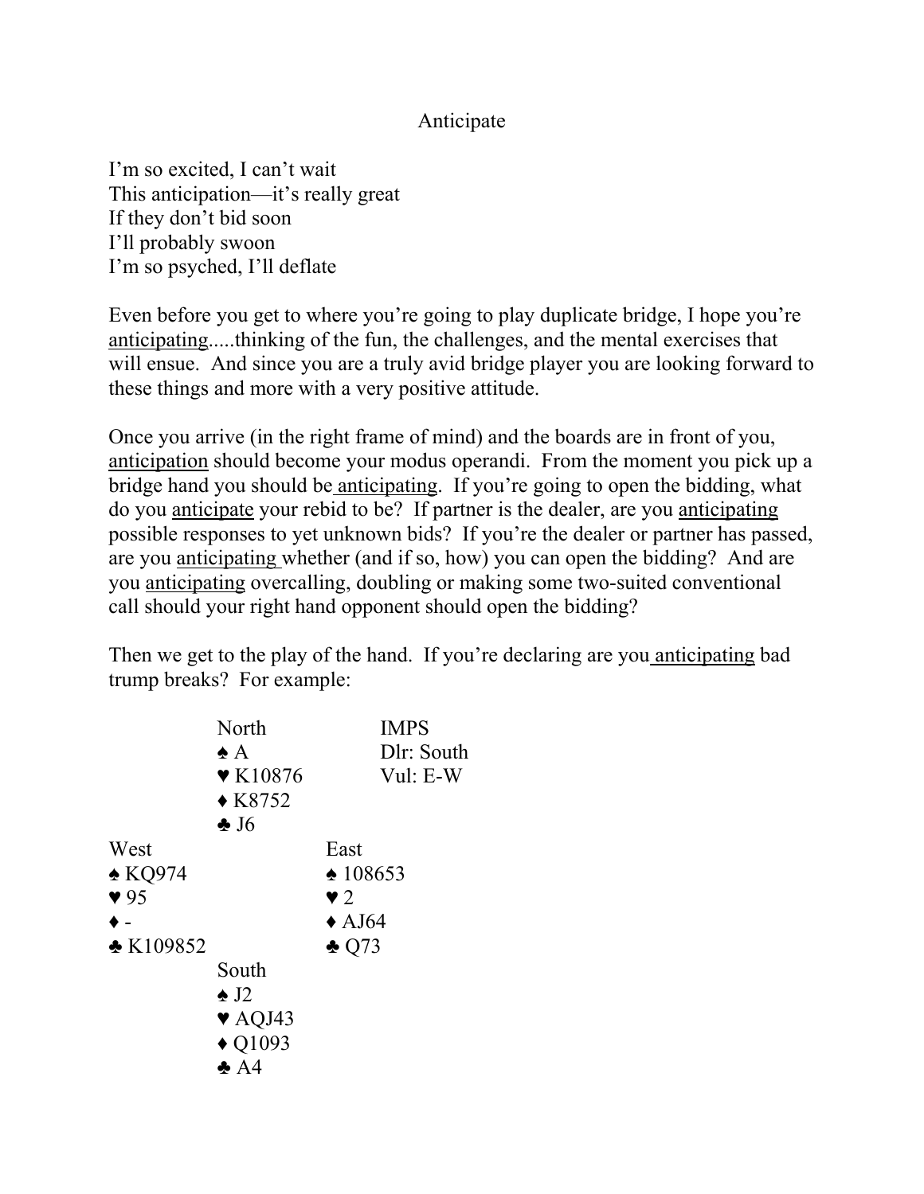# Anticipate

I'm so excited, I can't wait
This anticipation—it's really great
If they don't bid soon
I'll probably swoon
I'm so psyched, I'll deflate

Even before you get to where you're going to play duplicate bridge, I hope you're <u>anticipating</u>.....thinking of the fun, the challenges, and the mental exercises that will ensue. And since you are a truly avid bridge player you are looking forward to these things and more with a very positive attitude.

Once you arrive (in the right frame of mind) and the boards are in front of you, <u>anticipation</u> should become your modus operandi. From the moment you pick up a bridge hand you should be <u>anticipating</u>. If you're going to open the bidding, what do you <u>anticipate</u> your rebid to be? If partner is the dealer, are you <u>anticipating</u> possible responses to yet unknown bids? If you're the dealer or partner has passed, are you <u>anticipating</u> whether (and if so, how) you can open the bidding? And are you <u>anticipating</u> overcalling, doubling or making some two-suited conventional call should your right hand opponent should open the bidding?

Then we get to the play of the hand. If you're declaring are you <u>anticipating</u> bad trump breaks? For example:

```
            North              IMPS
            ♠ A                Dlr: South
            ♥ K10876           Vul: E-W
            ♦ K8752
            ♣ J6
West                    East
♠ KQ974                 ♠ 108653
♥ 95                    ♥ 2
♦ -                     ♦ AJ64
♣ K109852               ♣ Q73
            South
            ♠ J2
            ♥ AQJ43
            ♦ Q1093
            ♣ A4
```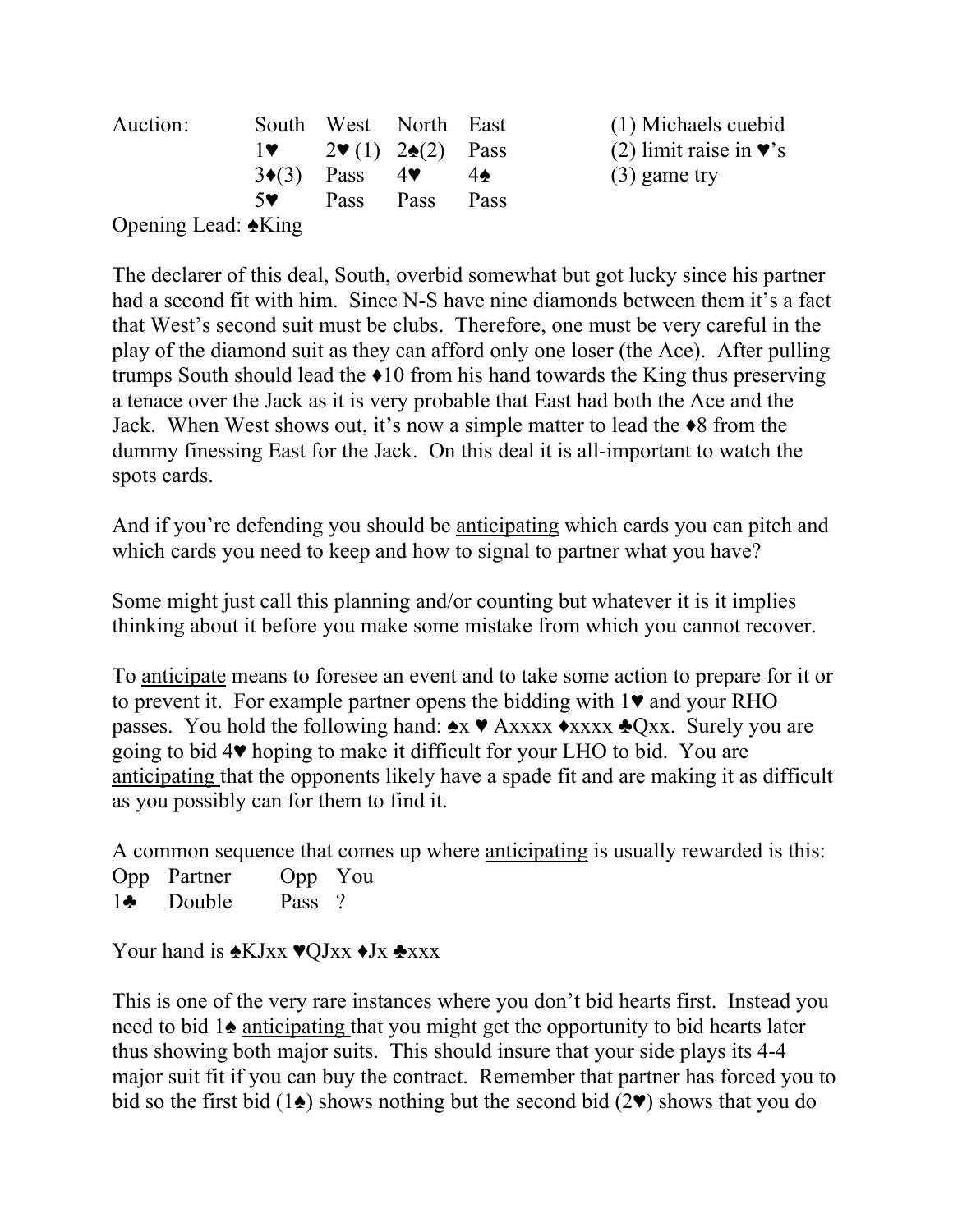| Auction: | South | West | North | East | |
|---|---|---|---|---|---|
| | 1♥ | 2♥ (1) | 2♠(2) | Pass | (1) Michaels cuebid |
| | 3♦(3) | Pass | 4♥ | 4♠ | (2) limit raise in ♥'s |
| | 5♥ | Pass | Pass | Pass | (3) game try |

Opening Lead: ♠King

The declarer of this deal, South, overbid somewhat but got lucky since his partner had a second fit with him. Since N-S have nine diamonds between them it's a fact that West's second suit must be clubs. Therefore, one must be very careful in the play of the diamond suit as they can afford only one loser (the Ace). After pulling trumps South should lead the ♦10 from his hand towards the King thus preserving a tenace over the Jack as it is very probable that East had both the Ace and the Jack. When West shows out, it's now a simple matter to lead the ♦8 from the dummy finessing East for the Jack. On this deal it is all-important to watch the spots cards.

And if you're defending you should be <u>anticipating</u> which cards you can pitch and which cards you need to keep and how to signal to partner what you have?

Some might just call this planning and/or counting but whatever it is it implies thinking about it before you make some mistake from which you cannot recover.

To <u>anticipate</u> means to foresee an event and to take some action to prepare for it or to prevent it. For example partner opens the bidding with 1♥ and your RHO passes. You hold the following hand: ♠x ♥ Axxxx ♦xxxx ♣Qxx. Surely you are going to bid 4♥ hoping to make it difficult for your LHO to bid. You are <u>anticipating</u> that the opponents likely have a spade fit and are making it as difficult as you possibly can for them to find it.

A common sequence that comes up where <u>anticipating</u> is usually rewarded is this:

| Opp | Partner | Opp | You |
|---|---|---|---|
| 1♣ | Double | Pass | ? |

Your hand is ♠KJxx ♥QJxx ♦Jx ♣xxx

This is one of the very rare instances where you don't bid hearts first. Instead you need to bid 1♠ <u>anticipating</u> that you might get the opportunity to bid hearts later thus showing both major suits. This should insure that your side plays its 4-4 major suit fit if you can buy the contract. Remember that partner has forced you to bid so the first bid (1♠) shows nothing but the second bid (2♥) shows that you do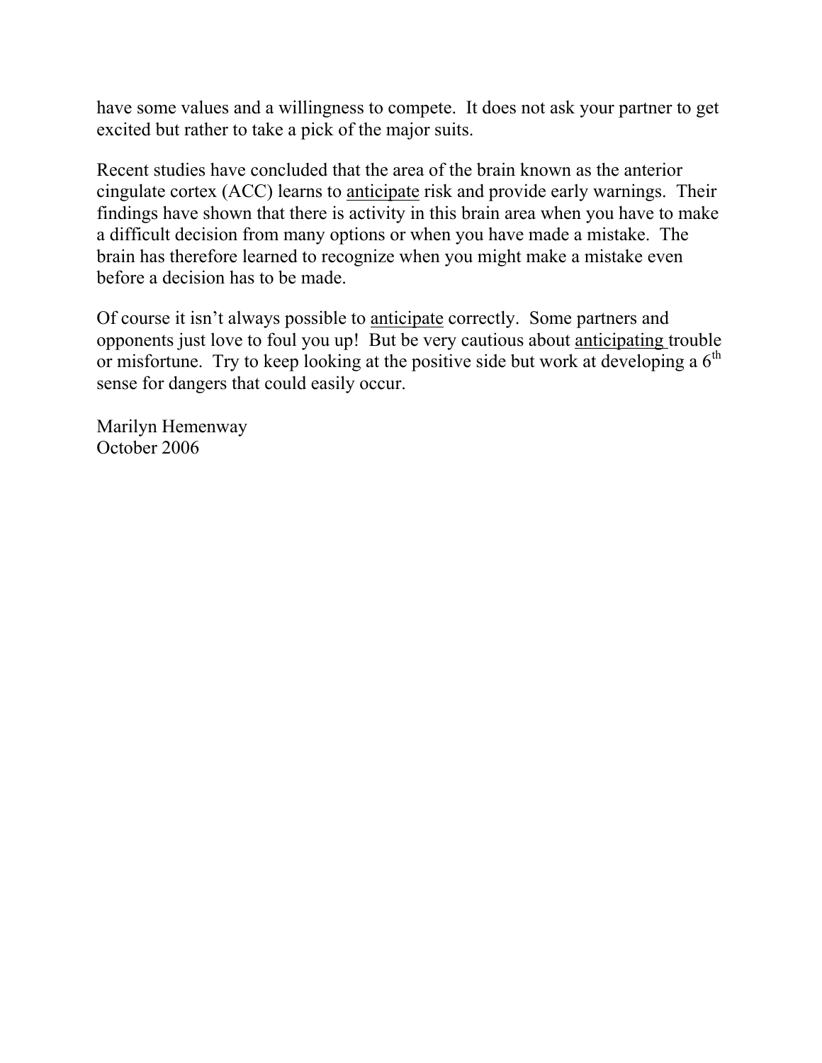have some values and a willingness to compete. It does not ask your partner to get excited but rather to take a pick of the major suits.

Recent studies have concluded that the area of the brain known as the anterior cingulate cortex (ACC) learns to <u>anticipate</u> risk and provide early warnings. Their findings have shown that there is activity in this brain area when you have to make a difficult decision from many options or when you have made a mistake. The brain has therefore learned to recognize when you might make a mistake even before a decision has to be made.

Of course it isn't always possible to <u>anticipate</u> correctly. Some partners and opponents just love to foul you up! But be very cautious about <u>anticipating</u> trouble or misfortune. Try to keep looking at the positive side but work at developing a 6th sense for dangers that could easily occur.

Marilyn Hemenway
October 2006